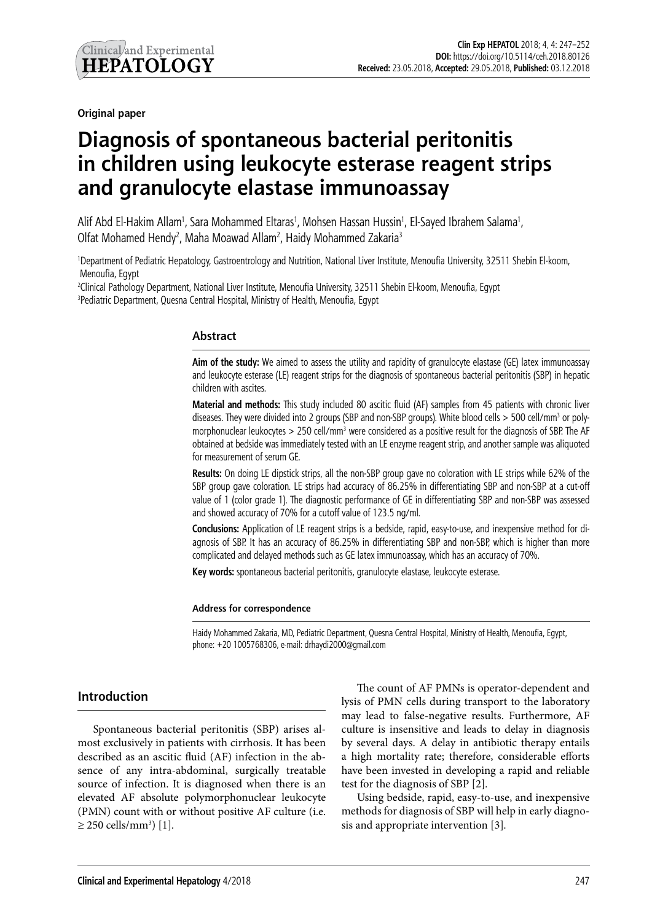Original paper

# Diagnosis of spontaneous bacterial peritonitis in children using leukocyte esterase reagent strips and granulocyte elastase immunoassay

Alif Abd El-Hakim Allam[1], Sara Mohammed Eltaras[1], Mohsen Hassan Hussin[1], El-Sayed Ibrahem Salama[1], Olfat Mohamed Hendy[2], Maha Moawad Allam[2], Haidy Mohammed Zakaria[3]

[1]Department of Pediatric Hepatology, Gastroenterology and Nutrition, National Liver Institute, Menoufia University, 32511 Shebin El-koom, Menoufia, Egypt
[2]Clinical Pathology Department, National Liver Institute, Menoufia University, 32511 Shebin El-koom, Menoufia, Egypt
[3]Pediatric Department, Quesna Central Hospital, Ministry of Health, Menoufia, Egypt

## Abstract

**Aim of the study:** We aimed to assess the utility and rapidity of granulocyte elastase (GE) latex immunoassay and leukocyte esterase (LE) reagent strips for the diagnosis of spontaneous bacterial peritonitis (SBP) in hepatic children with ascites.

**Material and methods:** This study included 80 ascitic fluid (AF) samples from 45 patients with chronic liver diseases. They were divided into 2 groups (SBP and non-SBP groups). White blood cells > 500 cell/mm$^3$ or polymorphonuclear leukocytes > 250 cell/mm$^3$ were considered as a positive result for the diagnosis of SBP. The AF obtained at bedside was immediately tested with an LE enzyme reagent strip, and another sample was aliquoted for measurement of serum GE.

**Results:** On doing LE dipstick strips, all the non-SBP group gave no coloration with LE strips while 62% of the SBP group gave coloration. LE strips had accuracy of 86.25% in differentiating SBP and non-SBP at a cut-off value of 1 (color grade 1). The diagnostic performance of GE in differentiating SBP and non-SBP was assessed and showed accuracy of 70% for a cutoff value of 123.5 ng/ml.

**Conclusions:** Application of LE reagent strips is a bedside, rapid, easy-to-use, and inexpensive method for diagnosis of SBP. It has an accuracy of 86.25% in differentiating SBP and non-SBP, which is higher than more complicated and delayed methods such as GE latex immunoassay, which has an accuracy of 70%.

**Key words:** spontaneous bacterial peritonitis, granulocyte elastase, leukocyte esterase.

**Address for correspondence**

Haidy Mohammed Zakaria, MD, Pediatric Department, Quesna Central Hospital, Ministry of Health, Menoufia, Egypt, phone: +20 1005768306, e-mail: drhaydi2000@gmail.com

## Introduction

Spontaneous bacterial peritonitis (SBP) arises almost exclusively in patients with cirrhosis. It has been described as an ascitic fluid (AF) infection in the absence of any intra-abdominal, surgically treatable source of infection. It is diagnosed when there is an elevated AF absolute polymorphonuclear leukocyte (PMN) count with or without positive AF culture (i.e. ≥ 250 cells/mm$^3$) [1].

The count of AF PMNs is operator-dependent and lysis of PMN cells during transport to the laboratory may lead to false-negative results. Furthermore, AF culture is insensitive and leads to delay in diagnosis by several days. A delay in antibiotic therapy entails a high mortality rate; therefore, considerable efforts have been invested in developing a rapid and reliable test for the diagnosis of SBP [2].

Using bedside, rapid, easy-to-use, and inexpensive methods for diagnosis of SBP will help in early diagnosis and appropriate intervention [3].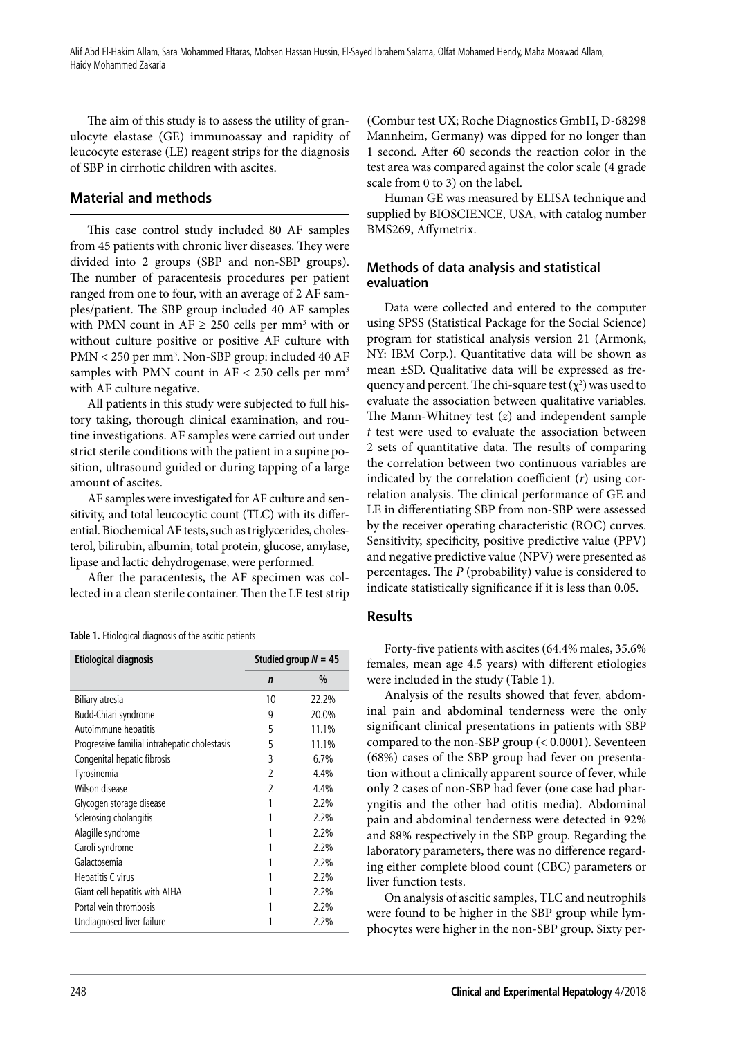The aim of this study is to assess the utility of granulocyte elastase (GE) immunoassay and rapidity of leucocyte esterase (LE) reagent strips for the diagnosis of SBP in cirrhotic children with ascites.

## Material and methods

This case control study included 80 AF samples from 45 patients with chronic liver diseases. They were divided into 2 groups (SBP and non-SBP groups). The number of paracentesis procedures per patient ranged from one to four, with an average of 2 AF samples/patient. The SBP group included 40 AF samples with PMN count in AF ≥ 250 cells per mm$^3$ with or without culture positive or positive AF culture with PMN < 250 per mm$^3$. Non-SBP group: included 40 AF samples with PMN count in AF < 250 cells per mm$^3$ with AF culture negative.

All patients in this study were subjected to full history taking, thorough clinical examination, and routine investigations. AF samples were carried out under strict sterile conditions with the patient in a supine position, ultrasound guided or during tapping of a large amount of ascites.

AF samples were investigated for AF culture and sensitivity, and total leucocytic count (TLC) with its differential. Biochemical AF tests, such as triglycerides, cholesterol, bilirubin, albumin, total protein, glucose, amylase, lipase and lactic dehydrogenase, were performed.

After the paracentesis, the AF specimen was collected in a clean sterile container. Then the LE test strip (Combur test UX; Roche Diagnostics GmbH, D-68298 Mannheim, Germany) was dipped for no longer than 1 second. After 60 seconds the reaction color in the test area was compared against the color scale (4 grade scale from 0 to 3) on the label.

Human GE was measured by ELISA technique and supplied by BIOSCIENCE, USA, with catalog number BMS269, Affymetrix.

**Table 1.** Etiological diagnosis of the ascitic patients

| Etiological diagnosis | Studied group $N$ = 45 | |
|---|---|---|
| | $n$ | % |
| Biliary atresia | 10 | 22.2% |
| Budd-Chiari syndrome | 9 | 20.0% |
| Autoimmune hepatitis | 5 | 11.1% |
| Progressive familial intrahepatic cholestasis | 5 | 11.1% |
| Congenital hepatic fibrosis | 3 | 6.7% |
| Tyrosinemia | 2 | 4.4% |
| Wilson disease | 2 | 4.4% |
| Glycogen storage disease | 1 | 2.2% |
| Sclerosing cholangitis | 1 | 2.2% |
| Alagille syndrome | 1 | 2.2% |
| Caroli syndrome | 1 | 2.2% |
| Galactosemia | 1 | 2.2% |
| Hepatitis C virus | 1 | 2.2% |
| Giant cell hepatitis with AIHA | 1 | 2.2% |
| Portal vein thrombosis | 1 | 2.2% |
| Undiagnosed liver failure | 1 | 2.2% |

### Methods of data analysis and statistical evaluation

Data were collected and entered to the computer using SPSS (Statistical Package for the Social Science) program for statistical analysis version 21 (Armonk, NY: IBM Corp.). Quantitative data will be shown as mean ±SD. Qualitative data will be expressed as frequency and percent. The chi-square test ($\chi^2$) was used to evaluate the association between qualitative variables. The Mann-Whitney test ($z$) and independent sample $t$ test were used to evaluate the association between 2 sets of quantitative data. The results of comparing the correlation between two continuous variables are indicated by the correlation coefficient ($r$) using correlation analysis. The clinical performance of GE and LE in differentiating SBP from non-SBP were assessed by the receiver operating characteristic (ROC) curves. Sensitivity, specificity, positive predictive value (PPV) and negative predictive value (NPV) were presented as percentages. The $P$ (probability) value is considered to indicate statistically significance if it is less than 0.05.

## Results

Forty-five patients with ascites (64.4% males, 35.6% females, mean age 4.5 years) with different etiologies were included in the study (Table 1).

Analysis of the results showed that fever, abdominal pain and abdominal tenderness were the only significant clinical presentations in patients with SBP compared to the non-SBP group (< 0.0001). Seventeen (68%) cases of the SBP group had fever on presentation without a clinically apparent source of fever, while only 2 cases of non-SBP had fever (one case had pharyngitis and the other had otitis media). Abdominal pain and abdominal tenderness were detected in 92% and 88% respectively in the SBP group. Regarding the laboratory parameters, there was no difference regarding either complete blood count (CBC) parameters or liver function tests.

On analysis of ascitic samples, TLC and neutrophils were found to be higher in the SBP group while lymphocytes were higher in the non-SBP group. Sixty per-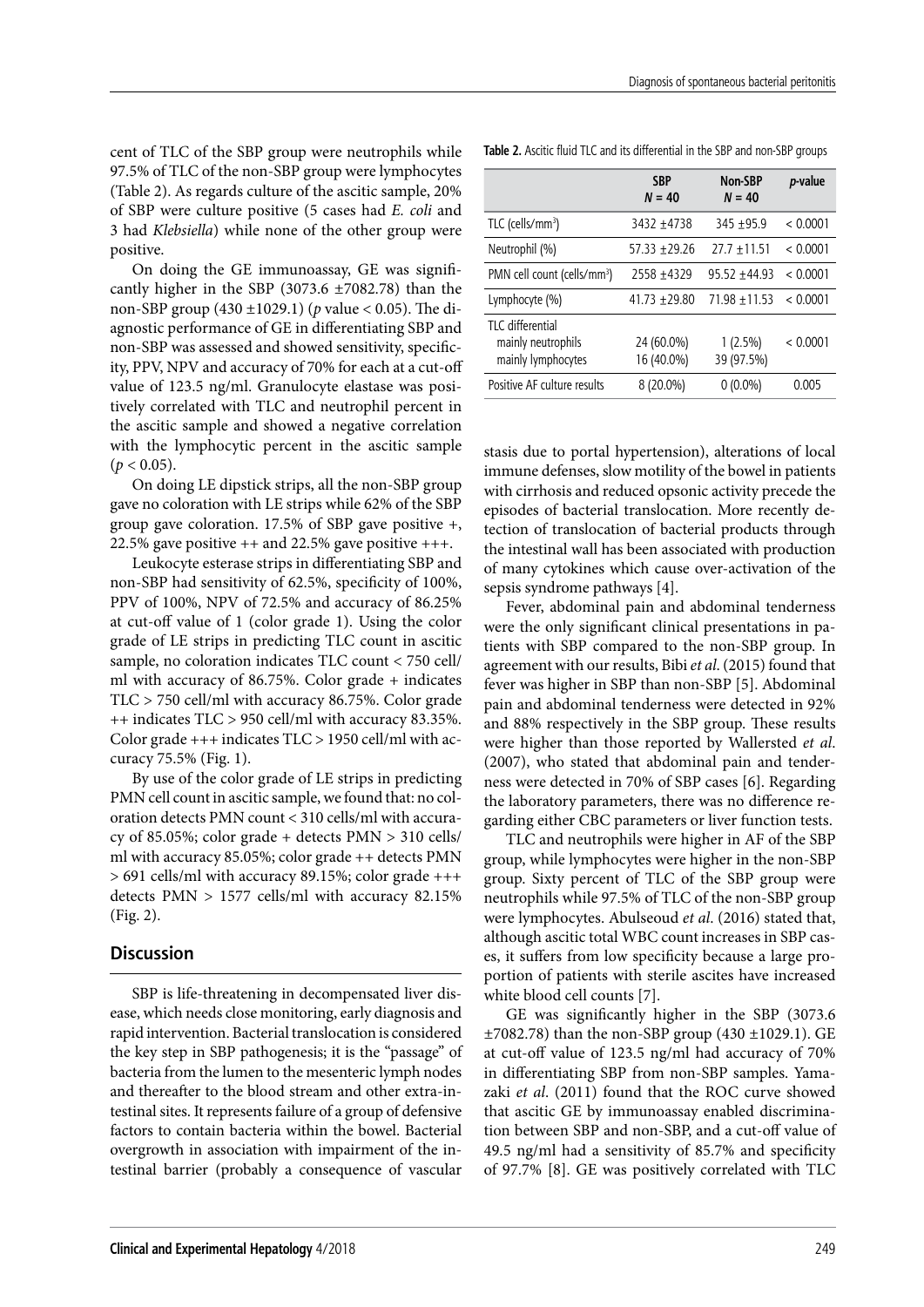cent of TLC of the SBP group were neutrophils while 97.5% of TLC of the non-SBP group were lymphocytes (Table 2). As regards culture of the ascitic sample, 20% of SBP were culture positive (5 cases had *E. coli* and 3 had *Klebsiella*) while none of the other group were positive.

On doing the GE immunoassay, GE was significantly higher in the SBP (3073.6 ±7082.78) than the non-SBP group (430 ±1029.1) ($p$ value < 0.05). The diagnostic performance of GE in differentiating SBP and non-SBP was assessed and showed sensitivity, specificity, PPV, NPV and accuracy of 70% for each at a cut-off value of 123.5 ng/ml. Granulocyte elastase was positively correlated with TLC and neutrophil percent in the ascitic sample and showed a negative correlation with the lymphocytic percent in the ascitic sample ($p < 0.05$).

On doing LE dipstick strips, all the non-SBP group gave no coloration with LE strips while 62% of the SBP group gave coloration. 17.5% of SBP gave positive +, 22.5% gave positive ++ and 22.5% gave positive +++.

Leukocyte esterase strips in differentiating SBP and non-SBP had sensitivity of 62.5%, specificity of 100%, PPV of 100%, NPV of 72.5% and accuracy of 86.25% at cut-off value of 1 (color grade 1). Using the color grade of LE strips in predicting TLC count in ascitic sample, no coloration indicates TLC count < 750 cell/ml with accuracy of 86.75%. Color grade + indicates TLC > 750 cell/ml with accuracy 86.75%. Color grade ++ indicates TLC > 950 cell/ml with accuracy 83.35%. Color grade +++ indicates TLC > 1950 cell/ml with accuracy 75.5% (Fig. 1).

By use of the color grade of LE strips in predicting PMN cell count in ascitic sample, we found that: no coloration detects PMN count < 310 cells/ml with accuracy of 85.05%; color grade + detects PMN > 310 cells/ml with accuracy 85.05%; color grade ++ detects PMN > 691 cells/ml with accuracy 89.15%; color grade +++ detects PMN > 1577 cells/ml with accuracy 82.15% (Fig. 2).

**Table 2.** Ascitic fluid TLC and its differential in the SBP and non-SBP groups

| | SBP $N = 40$ | Non-SBP $N = 40$ | *p*-value |
|---|---|---|---|
| TLC (cells/mm$^3$) | 3432 ±4738 | 345 ±95.9 | < 0.0001 |
| Neutrophil (%) | 57.33 ±29.26 | 27.7 ±11.51 | < 0.0001 |
| PMN cell count (cells/mm$^3$) | 2558 ±4329 | 95.52 ±44.93 | < 0.0001 |
| Lymphocyte (%) | 41.73 ±29.80 | 71.98 ±11.53 | < 0.0001 |
| TLC differential<br>mainly neutrophils<br>mainly lymphocytes | <br>24 (60.0%)<br>16 (40.0%) | <br>1 (2.5%)<br>39 (97.5%) | < 0.0001 |
| Positive AF culture results | 8 (20.0%) | 0 (0.0%) | 0.005 |

## Discussion

SBP is life-threatening in decompensated liver disease, which needs close monitoring, early diagnosis and rapid intervention. Bacterial translocation is considered the key step in SBP pathogenesis; it is the "passage" of bacteria from the lumen to the mesenteric lymph nodes and thereafter to the blood stream and other extra-intestinal sites. It represents failure of a group of defensive factors to contain bacteria within the bowel. Bacterial overgrowth in association with impairment of the intestinal barrier (probably a consequence of vascular stasis due to portal hypertension), alterations of local immune defenses, slow motility of the bowel in patients with cirrhosis and reduced opsonic activity precede the episodes of bacterial translocation. More recently detection of translocation of bacterial products through the intestinal wall has been associated with production of many cytokines which cause over-activation of the sepsis syndrome pathways [4].

Fever, abdominal pain and abdominal tenderness were the only significant clinical presentations in patients with SBP compared to the non-SBP group. In agreement with our results, Bibi *et al*. (2015) found that fever was higher in SBP than non-SBP [5]. Abdominal pain and abdominal tenderness were detected in 92% and 88% respectively in the SBP group. These results were higher than those reported by Wallersted *et al*. (2007), who stated that abdominal pain and tenderness were detected in 70% of SBP cases [6]. Regarding the laboratory parameters, there was no difference regarding either CBC parameters or liver function tests.

TLC and neutrophils were higher in AF of the SBP group, while lymphocytes were higher in the non-SBP group. Sixty percent of TLC of the SBP group were neutrophils while 97.5% of TLC of the non-SBP group were lymphocytes. Abulseoud *et al*. (2016) stated that, although ascitic total WBC count increases in SBP cases, it suffers from low specificity because a large proportion of patients with sterile ascites have increased white blood cell counts [7].

GE was significantly higher in the SBP (3073.6 ±7082.78) than the non-SBP group (430 ±1029.1). GE at cut-off value of 123.5 ng/ml had accuracy of 70% in differentiating SBP from non-SBP samples. Yamazaki *et al*. (2011) found that the ROC curve showed that ascitic GE by immunoassay enabled discrimination between SBP and non-SBP, and a cut-off value of 49.5 ng/ml had a sensitivity of 85.7% and specificity of 97.7% [8]. GE was positively correlated with TLC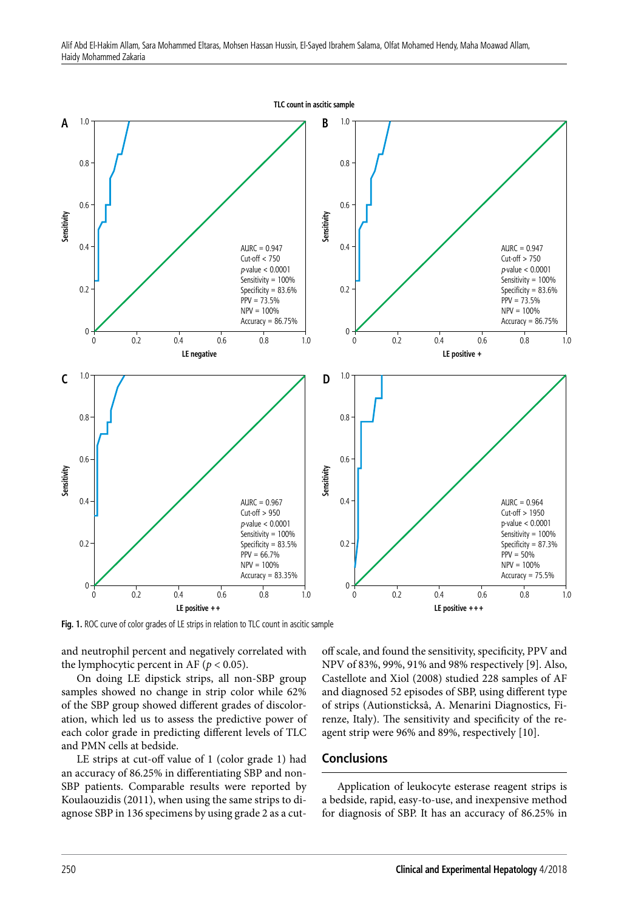Fig. 1. ROC curve of color grades of LE strips in relation to TLC count in ascitic sample

and neutrophil percent and negatively correlated with the lymphocytic percent in AF ($p < 0.05$).

On doing LE dipstick strips, all non-SBP group samples showed no change in strip color while 62% of the SBP group showed different grades of discoloration, which led us to assess the predictive power of each color grade in predicting different levels of TLC and PMN cells at bedside.

LE strips at cut-off value of 1 (color grade 1) had an accuracy of 86.25% in differentiating SBP and non-SBP patients. Comparable results were reported by Koulaouzidis (2011), when using the same strips to diagnose SBP in 136 specimens by using grade 2 as a cut-off scale, and found the sensitivity, specificity, PPV and NPV of 83%, 99%, 91% and 98% respectively [9]. Also, Castellote and Xiol (2008) studied 228 samples of AF and diagnosed 52 episodes of SBP, using different type of strips (Autionsticksâ, A. Menarini Diagnostics, Firenze, Italy). The sensitivity and specificity of the reagent strip were 96% and 89%, respectively [10].

## Conclusions

Application of leukocyte esterase reagent strips is a bedside, rapid, easy-to-use, and inexpensive method for diagnosis of SBP. It has an accuracy of 86.25% in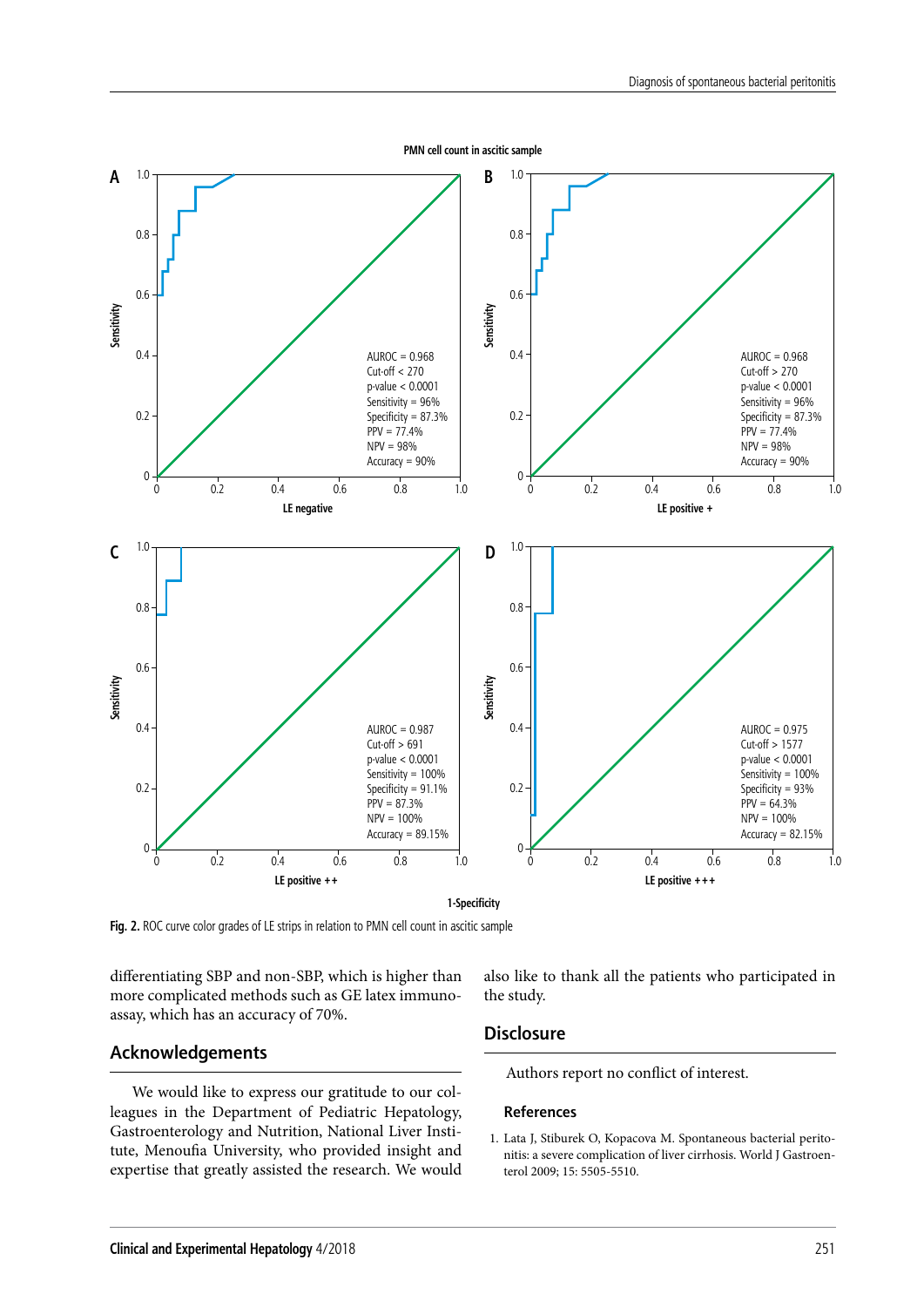Fig. 2. ROC curve color grades of LE strips in relation to PMN cell count in ascitic sample

differentiating SBP and non-SBP, which is higher than more complicated methods such as GE latex immunoassay, which has an accuracy of 70%.

## Acknowledgements

We would like to express our gratitude to our colleagues in the Department of Pediatric Hepatology, Gastroenterology and Nutrition, National Liver Institute, Menoufia University, who provided insight and expertise that greatly assisted the research. We would also like to thank all the patients who participated in the study.

## Disclosure

Authors report no conflict of interest.

### References

1. Lata J, Stiburek O, Kopacova M. Spontaneous bacterial peritonitis: a severe complication of liver cirrhosis. World J Gastroenterol 2009; 15: 5505-5510.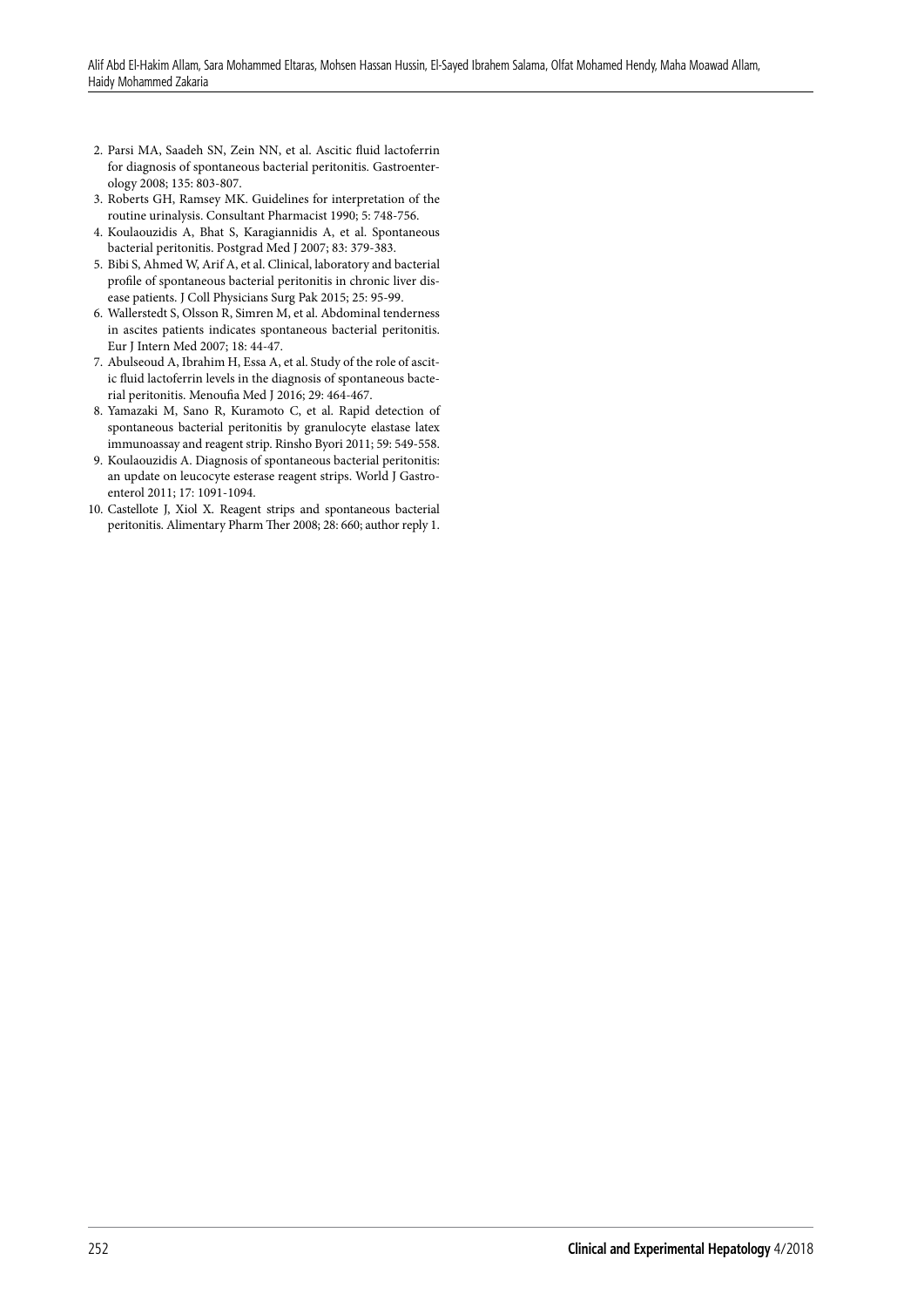2. Parsi MA, Saadeh SN, Zein NN, et al. Ascitic fluid lactoferrin for diagnosis of spontaneous bacterial peritonitis. Gastroenterology 2008; 135: 803-807.
3. Roberts GH, Ramsey MK. Guidelines for interpretation of the routine urinalysis. Consultant Pharmacist 1990; 5: 748-756.
4. Koulaouzidis A, Bhat S, Karagiannidis A, et al. Spontaneous bacterial peritonitis. Postgrad Med J 2007; 83: 379-383.
5. Bibi S, Ahmed W, Arif A, et al. Clinical, laboratory and bacterial profile of spontaneous bacterial peritonitis in chronic liver disease patients. J Coll Physicians Surg Pak 2015; 25: 95-99.
6. Wallerstedt S, Olsson R, Simren M, et al. Abdominal tenderness in ascites patients indicates spontaneous bacterial peritonitis. Eur J Intern Med 2007; 18: 44-47.
7. Abulseoud A, Ibrahim H, Essa A, et al. Study of the role of ascitic fluid lactoferrin levels in the diagnosis of spontaneous bacterial peritonitis. Menoufia Med J 2016; 29: 464-467.
8. Yamazaki M, Sano R, Kuramoto C, et al. Rapid detection of spontaneous bacterial peritonitis by granulocyte elastase latex immunoassay and reagent strip. Rinsho Byori 2011; 59: 549-558.
9. Koulaouzidis A. Diagnosis of spontaneous bacterial peritonitis: an update on leucocyte esterase reagent strips. World J Gastroenterol 2011; 17: 1091-1094.
10. Castellote J, Xiol X. Reagent strips and spontaneous bacterial peritonitis. Alimentary Pharm Ther 2008; 28: 660; author reply 1.